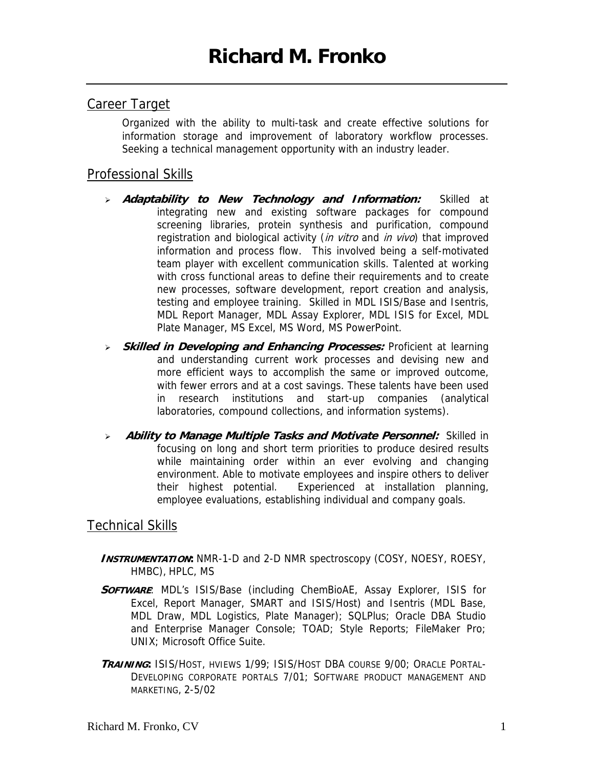# Richard M. Fronko

## Career Target

Organized with the ability to multi-task and create effective solutions for information storage and improvement of laboratory workflow processes. Seeking a technical management opportunity with an industry leader.

## Professional Skills

- ***Adaptability to New Technology and Information:*** Skilled at integrating new and existing software packages for compound screening libraries, protein synthesis and purification, compound registration and biological activity (*in vitro* and *in vivo*) that improved information and process flow. This involved being a self-motivated team player with excellent communication skills. Talented at working with cross functional areas to define their requirements and to create new processes, software development, report creation and analysis, testing and employee training. Skilled in MDL ISIS/Base and Isentris, MDL Report Manager, MDL Assay Explorer, MDL ISIS for Excel, MDL Plate Manager, MS Excel, MS Word, MS PowerPoint.
- ***Skilled in Developing and Enhancing Processes:*** Proficient at learning and understanding current work processes and devising new and more efficient ways to accomplish the same or improved outcome, with fewer errors and at a cost savings. These talents have been used in research institutions and start-up companies (analytical laboratories, compound collections, and information systems).
- ***Ability to Manage Multiple Tasks and Motivate Personnel:*** Skilled in focusing on long and short term priorities to produce desired results while maintaining order within an ever evolving and changing environment. Able to motivate employees and inspire others to deliver their highest potential. Experienced at installation planning, employee evaluations, establishing individual and company goals.

## Technical Skills

***INSTRUMENTATION*:** NMR-1-D and 2-D NMR spectroscopy (COSY, NOESY, ROESY, HMBC), HPLC, MS

***SOFTWARE*:** MDL's ISIS/Base (including ChemBioAE, Assay Explorer, ISIS for Excel, Report Manager, SMART and ISIS/Host) and Isentris (MDL Base, MDL Draw, MDL Logistics, Plate Manager); SQLPlus; Oracle DBA Studio and Enterprise Manager Console; TOAD; Style Reports; FileMaker Pro; UNIX; Microsoft Office Suite.

***TRAINING*:** ISIS/HOST, HVIEWS 1/99; ISIS/HOST DBA COURSE 9/00; ORACLE PORTAL-DEVELOPING CORPORATE PORTALS 7/01; SOFTWARE PRODUCT MANAGEMENT AND MARKETING, 2-5/02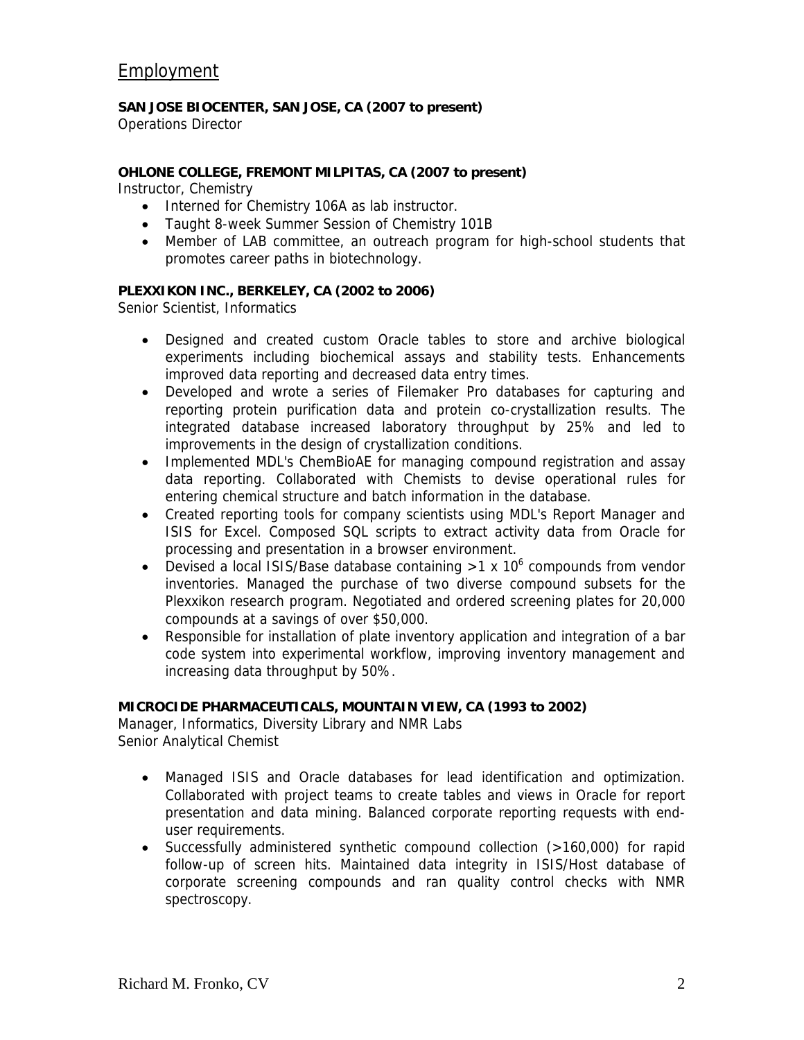## Employment

**SAN JOSE BIOCENTER, SAN JOSE, CA (2007 to present)**
Operations Director

**OHLONE COLLEGE, FREMONT MILPITAS, CA (2007 to present)**
Instructor, Chemistry

- Interned for Chemistry 106A as lab instructor.
- Taught 8-week Summer Session of Chemistry 101B
- Member of LAB committee, an outreach program for high-school students that promotes career paths in biotechnology.

**PLEXXIKON INC., BERKELEY, CA (2002 to 2006)**
Senior Scientist, Informatics

- Designed and created custom Oracle tables to store and archive biological experiments including biochemical assays and stability tests. Enhancements improved data reporting and decreased data entry times.
- Developed and wrote a series of Filemaker Pro databases for capturing and reporting protein purification data and protein co-crystallization results. The integrated database increased laboratory throughput by 25% and led to improvements in the design of crystallization conditions.
- Implemented MDL's ChemBioAE for managing compound registration and assay data reporting. Collaborated with Chemists to devise operational rules for entering chemical structure and batch information in the database.
- Created reporting tools for company scientists using MDL's Report Manager and ISIS for Excel. Composed SQL scripts to extract activity data from Oracle for processing and presentation in a browser environment.
- Devised a local ISIS/Base database containing $>1 \times 10^6$ compounds from vendor inventories. Managed the purchase of two diverse compound subsets for the Plexxikon research program. Negotiated and ordered screening plates for 20,000 compounds at a savings of over $50,000.
- Responsible for installation of plate inventory application and integration of a bar code system into experimental workflow, improving inventory management and increasing data throughput by 50%.

**MICROCIDE PHARMACEUTICALS, MOUNTAIN VIEW, CA (1993 to 2002)**
Manager, Informatics, Diversity Library and NMR Labs
Senior Analytical Chemist

- Managed ISIS and Oracle databases for lead identification and optimization. Collaborated with project teams to create tables and views in Oracle for report presentation and data mining. Balanced corporate reporting requests with end-user requirements.
- Successfully administered synthetic compound collection (>160,000) for rapid follow-up of screen hits. Maintained data integrity in ISIS/Host database of corporate screening compounds and ran quality control checks with NMR spectroscopy.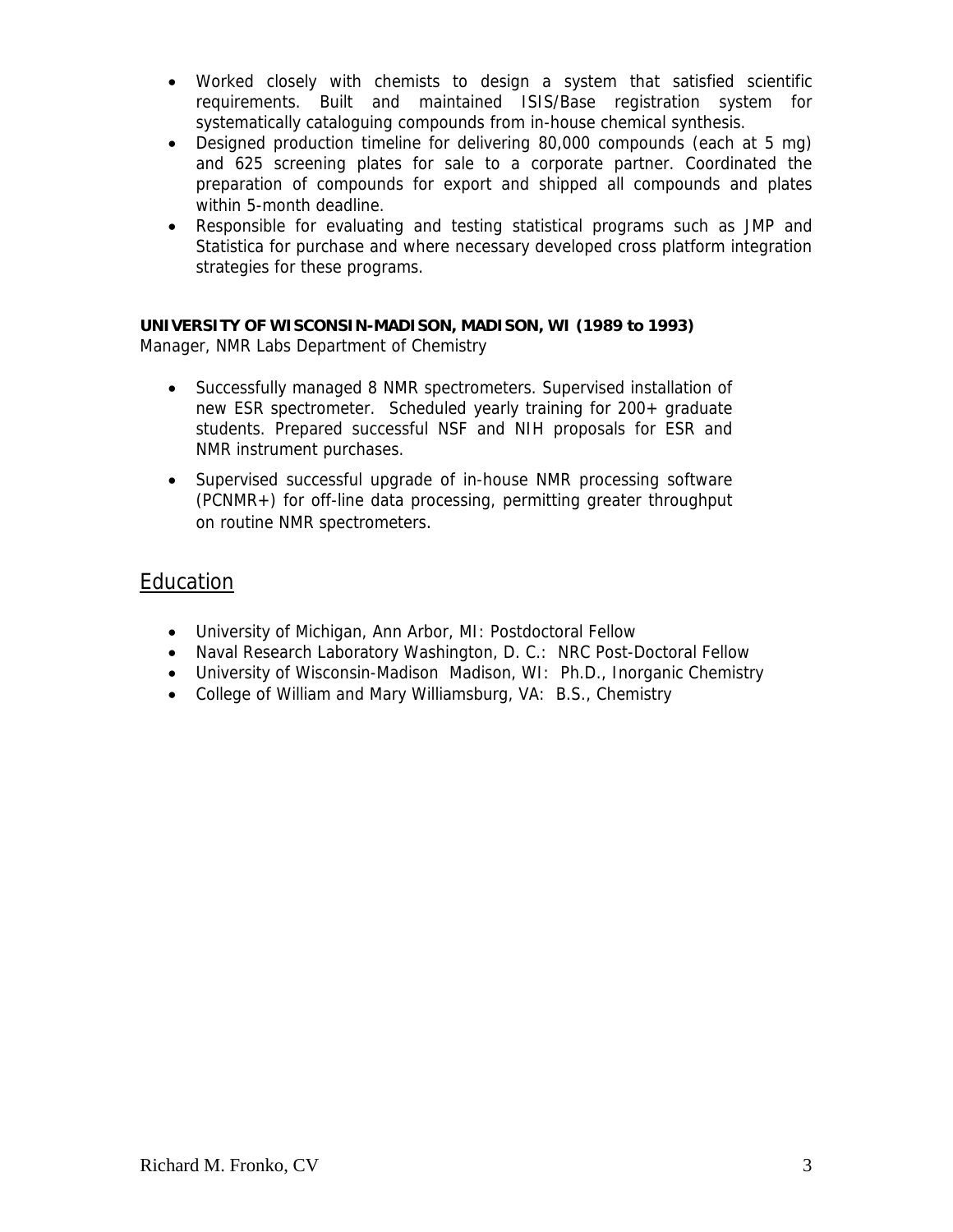- Worked closely with chemists to design a system that satisfied scientific requirements. Built and maintained ISIS/Base registration system for systematically cataloguing compounds from in-house chemical synthesis.
- Designed production timeline for delivering 80,000 compounds (each at 5 mg) and 625 screening plates for sale to a corporate partner. Coordinated the preparation of compounds for export and shipped all compounds and plates within 5-month deadline.
- Responsible for evaluating and testing statistical programs such as JMP and Statistica for purchase and where necessary developed cross platform integration strategies for these programs.

**UNIVERSITY OF WISCONSIN-MADISON, MADISON, WI (1989 to 1993)**
Manager, NMR Labs Department of Chemistry

- Successfully managed 8 NMR spectrometers. Supervised installation of new ESR spectrometer. Scheduled yearly training for 200+ graduate students. Prepared successful NSF and NIH proposals for ESR and NMR instrument purchases.
- Supervised successful upgrade of in-house NMR processing software (PCNMR+) for off-line data processing, permitting greater throughput on routine NMR spectrometers.

## Education

- University of Michigan, Ann Arbor, MI: Postdoctoral Fellow
- Naval Research Laboratory Washington, D. C.: NRC Post-Doctoral Fellow
- University of Wisconsin-Madison Madison, WI: Ph.D., Inorganic Chemistry
- College of William and Mary Williamsburg, VA: B.S., Chemistry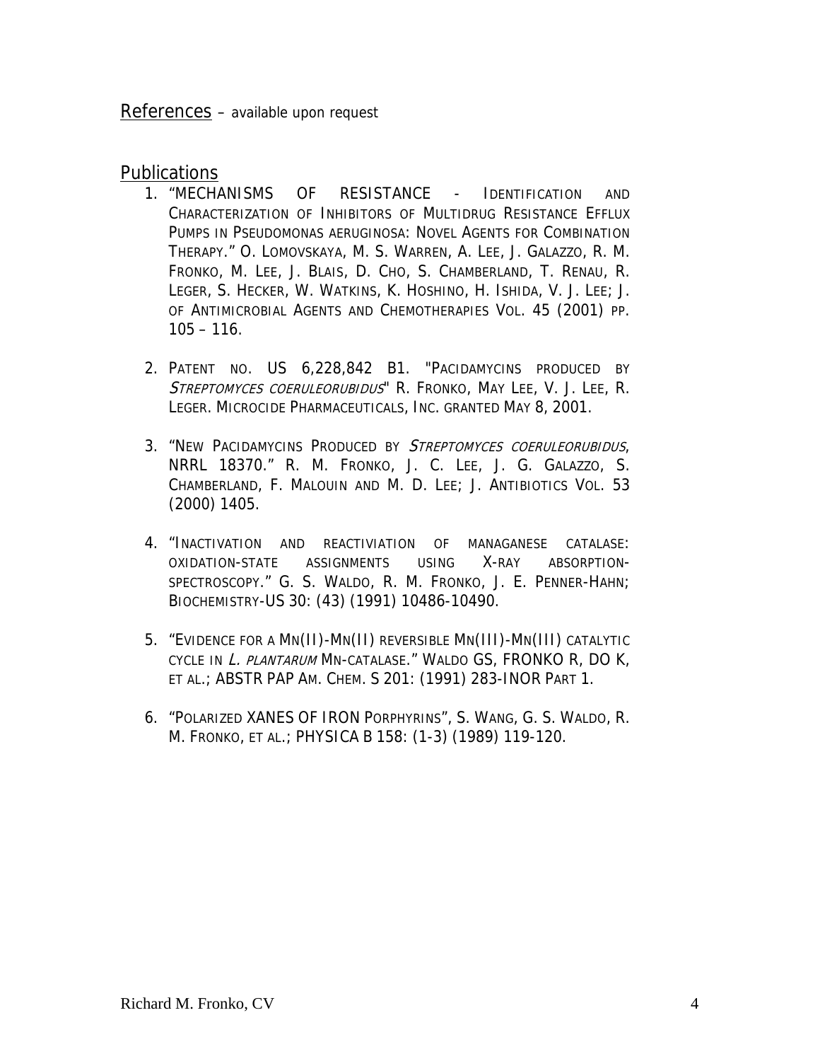## References – available upon request

## Publications

1. "MECHANISMS OF RESISTANCE - IDENTIFICATION AND CHARACTERIZATION OF INHIBITORS OF MULTIDRUG RESISTANCE EFFLUX PUMPS IN PSEUDOMONAS AERUGINOSA: NOVEL AGENTS FOR COMBINATION THERAPY." O. LOMOVSKAYA, M. S. WARREN, A. LEE, J. GALAZZO, R. M. FRONKO, M. LEE, J. BLAIS, D. CHO, S. CHAMBERLAND, T. RENAU, R. LEGER, S. HECKER, W. WATKINS, K. HOSHINO, H. ISHIDA, V. J. LEE; J. OF ANTIMICROBIAL AGENTS AND CHEMOTHERAPIES VOL. 45 (2001) PP. 105 – 116.

2. PATENT NO. US 6,228,842 B1. "PACIDAMYCINS PRODUCED BY *STREPTOMYCES COERULEORUBIDUS*" R. FRONKO, MAY LEE, V. J. LEE, R. LEGER. MICROCIDE PHARMACEUTICALS, INC. GRANTED MAY 8, 2001.

3. "NEW PACIDAMYCINS PRODUCED BY *STREPTOMYCES COERULEORUBIDUS*, NRRL 18370." R. M. FRONKO, J. C. LEE, J. G. GALAZZO, S. CHAMBERLAND, F. MALOUIN AND M. D. LEE; J. ANTIBIOTICS VOL. 53 (2000) 1405.

4. "INACTIVATION AND REACTIVIATION OF MANAGANESE CATALASE: OXIDATION-STATE ASSIGNMENTS USING X-RAY ABSORPTION-SPECTROSCOPY." G. S. WALDO, R. M. FRONKO, J. E. PENNER-HAHN; BIOCHEMISTRY-US 30: (43) (1991) 10486-10490.

5. "EVIDENCE FOR A MN(II)-MN(II) REVERSIBLE MN(III)-MN(III) CATALYTIC CYCLE IN *L. PLANTARUM* MN-CATALASE." WALDO GS, FRONKO R, DO K, ET AL.; ABSTR PAP AM. CHEM. S 201: (1991) 283-INOR PART 1.

6. "POLARIZED XANES OF IRON PORPHYRINS", S. WANG, G. S. WALDO, R. M. FRONKO, ET AL.; PHYSICA B 158: (1-3) (1989) 119-120.